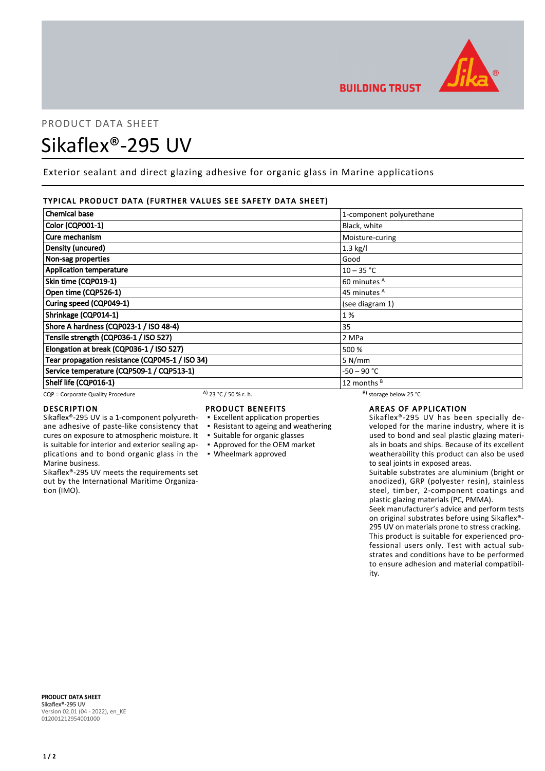PRODUCT DATA SHEET

# Sikaflex®-295 UV

Exterior sealant and direct glazing adhesive for organic glass in Marine applications

## TYPICAL PRODUCT DATA (FURTHER VALUES SEE SAFETY DATA SHEET)

| Property | Value |
|---|---|
| **Chemical base** | 1-component polyurethane |
| **Color (CQP001-1)** | Black, white |
| **Cure mechanism** | Moisture-curing |
| **Density (uncured)** | 1.3 kg/l |
| **Non-sag properties** | Good |
| **Application temperature** | 10 – 35 °C |
| **Skin time (CQP019-1)** | 60 minutes [A] |
| **Open time (CQP526-1)** | 45 minutes [A] |
| **Curing speed (CQP049-1)** | (see diagram 1) |
| **Shrinkage (CQP014-1)** | 1 % |
| **Shore A hardness (CQP023-1 / ISO 48-4)** | 35 |
| **Tensile strength (CQP036-1 / ISO 527)** | 2 MPa |
| **Elongation at break (CQP036-1 / ISO 527)** | 500 % |
| **Tear propagation resistance (CQP045-1 / ISO 34)** | 5 N/mm |
| **Service temperature (CQP509-1 / CQP513-1)** | -50 – 90 °C |
| **Shelf life (CQP016-1)** | 12 months [B] |

CQP = Corporate Quality Procedure  [A] 23 °C / 50 % r. h.  [B] storage below 25 °C

## DESCRIPTION

Sikaflex®-295 UV is a 1-component polyurethane adhesive of paste-like consistency that cures on exposure to atmospheric moisture. It is suitable for interior and exterior sealing applications and to bond organic glass in the Marine business.

Sikaflex®-295 UV meets the requirements set out by the International Maritime Organization (IMO).

## PRODUCT BENEFITS

- Excellent application properties
- Resistant to ageing and weathering
- Suitable for organic glasses
- Approved for the OEM market
- Wheelmark approved

## AREAS OF APPLICATION

Sikaflex®-295 UV has been specially developed for the marine industry, where it is used to bond and seal plastic glazing materials in boats and ships. Because of its excellent weatherability this product can also be used to seal joints in exposed areas.

Suitable substrates are aluminium (bright or anodized), GRP (polyester resin), stainless steel, timber, 2-component coatings and plastic glazing materials (PC, PMMA).

Seek manufacturer's advice and perform tests on original substrates before using Sikaflex®-295 UV on materials prone to stress cracking.

This product is suitable for experienced professional users only. Test with actual substrates and conditions have to be performed to ensure adhesion and material compatibility.

**PRODUCT DATA SHEET**
**Sikaflex®-295 UV**
Version 02.01 (04 - 2022), en_KE
012001212954001000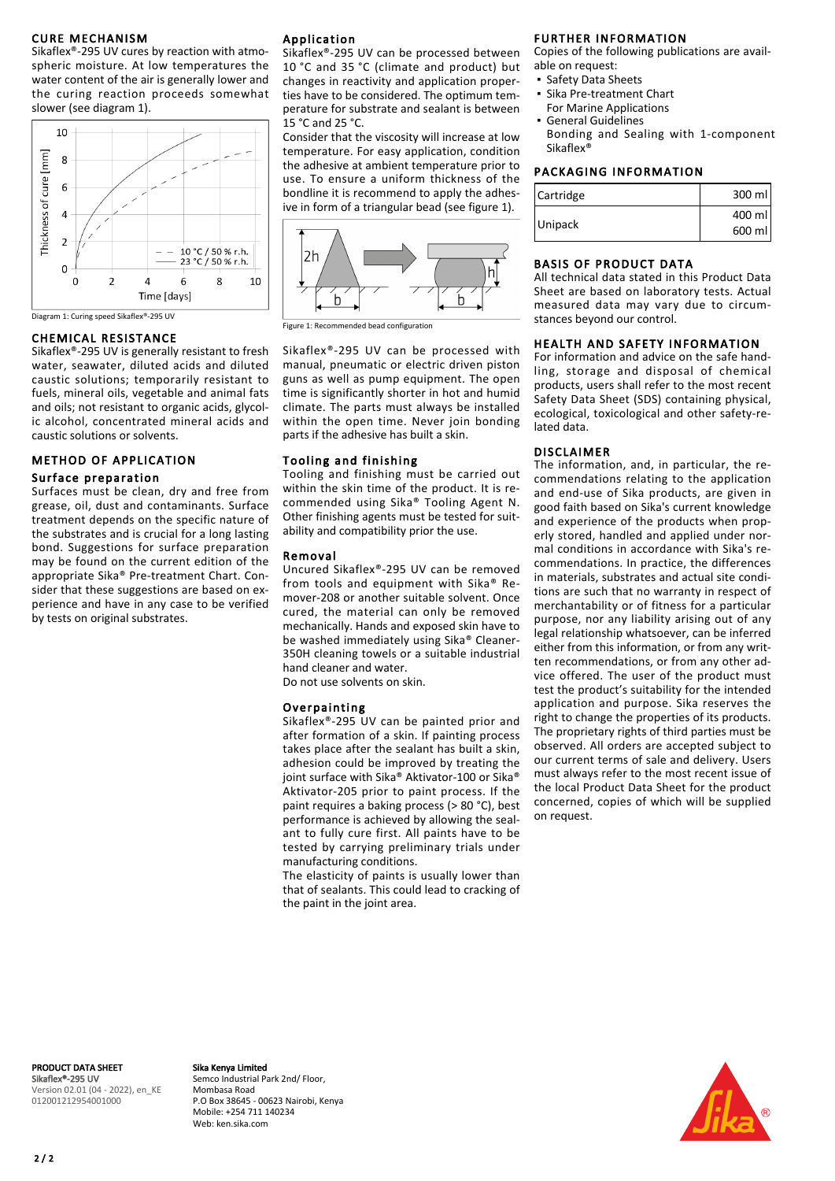## CURE MECHANISM

Sikaflex®-295 UV cures by reaction with atmospheric moisture. At low temperatures the water content of the air is generally lower and the curing reaction proceeds somewhat slower (see diagram 1).

Thickness of cure [mm]
10
8
6
4
2
0
0 2 4 6 8 10
Time [days]
10 °C / 50 % r.h.
23 °C / 50 % r.h.

Diagram 1: Curing speed Sikaflex®-295 UV

## CHEMICAL RESISTANCE

Sikaflex®-295 UV is generally resistant to fresh water, seawater, diluted acids and diluted caustic solutions; temporarily resistant to fuels, mineral oils, vegetable and animal fats and oils; not resistant to organic acids, glycolic alcohol, concentrated mineral acids and caustic solutions or solvents.

## METHOD OF APPLICATION

### Surface preparation

Surfaces must be clean, dry and free from grease, oil, dust and contaminants. Surface treatment depends on the specific nature of the substrates and is crucial for a long lasting bond. Suggestions for surface preparation may be found on the current edition of the appropriate Sika® Pre-treatment Chart. Consider that these suggestions are based on experience and have in any case to be verified by tests on original substrates.

### Application

Sikaflex®-295 UV can be processed between 10 °C and 35 °C (climate and product) but changes in reactivity and application properties have to be considered. The optimum temperature for substrate and sealant is between 15 °C and 25 °C.

Consider that the viscosity will increase at low temperature. For easy application, condition the adhesive at ambient temperature prior to use. To ensure a uniform thickness of the bondline it is recommend to apply the adhesive in form of a triangular bead (see figure 1).

2h
b
h
b

Figure 1: Recommended bead configuration

Sikaflex®-295 UV can be processed with manual, pneumatic or electric driven piston guns as well as pump equipment. The open time is significantly shorter in hot and humid climate. The parts must always be installed within the open time. Never join bonding parts if the adhesive has built a skin.

### Tooling and finishing

Tooling and finishing must be carried out within the skin time of the product. It is recommended using Sika® Tooling Agent N. Other finishing agents must be tested for suitability and compatibility prior the use.

### Removal

Uncured Sikaflex®-295 UV can be removed from tools and equipment with Sika® Remover-208 or another suitable solvent. Once cured, the material can only be removed mechanically. Hands and exposed skin have to be washed immediately using Sika® Cleaner-350H cleaning towels or a suitable industrial hand cleaner and water.

Do not use solvents on skin.

### Overpainting

Sikaflex®-295 UV can be painted prior and after formation of a skin. If painting process takes place after the sealant has built a skin, adhesion could be improved by treating the joint surface with Sika® Aktivator-100 or Sika® Aktivator-205 prior to paint process. If the paint requires a baking process (> 80 °C), best performance is achieved by allowing the sealant to fully cure first. All paints have to be tested by carrying preliminary trials under manufacturing conditions.

The elasticity of paints is usually lower than that of sealants. This could lead to cracking of the paint in the joint area.

## FURTHER INFORMATION

Copies of the following publications are available on request:

- Safety Data Sheets
- Sika Pre-treatment Chart For Marine Applications
- General Guidelines Bonding and Sealing with 1-component Sikaflex®

## PACKAGING INFORMATION

| | |
|---|---|
| Cartridge | 300 ml |
| Unipack | 400 ml<br>600 ml |

## BASIS OF PRODUCT DATA

All technical data stated in this Product Data Sheet are based on laboratory tests. Actual measured data may vary due to circumstances beyond our control.

## HEALTH AND SAFETY INFORMATION

For information and advice on the safe handling, storage and disposal of chemical products, users shall refer to the most recent Safety Data Sheet (SDS) containing physical, ecological, toxicological and other safety-related data.

## DISCLAIMER

The information, and, in particular, the recommendations relating to the application and end-use of Sika products, are given in good faith based on Sika's current knowledge and experience of the products when properly stored, handled and applied under normal conditions in accordance with Sika's recommendations. In practice, the differences in materials, substrates and actual site conditions are such that no warranty in respect of merchantability or of fitness for a particular purpose, nor any liability arising out of any legal relationship whatsoever, can be inferred either from this information, or from any written recommendations, or from any other advice offered. The user of the product must test the product's suitability for the intended application and purpose. Sika reserves the right to change the properties of its products. The proprietary rights of third parties must be observed. All orders are accepted subject to our current terms of sale and delivery. Users must always refer to the most recent issue of the local Product Data Sheet for the product concerned, copies of which will be supplied on request.

**PRODUCT DATA SHEET**
**Sikaflex®-295 UV**
Version 02.01 (04 - 2022), en_KE
012001212954001000

**Sika Kenya Limited**
Semco Industrial Park 2nd/ Floor,
Mombasa Road
P.O Box 38645 - 00623 Nairobi, Kenya
Mobile: +254 711 140234
Web: ken.sika.com